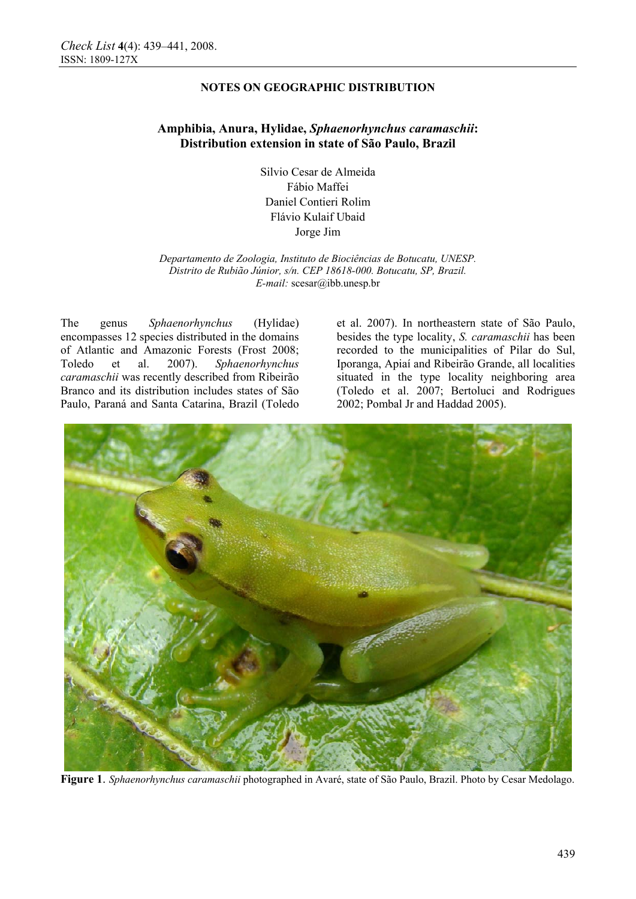**NOTES ON GEOGRAPHIC DISTRIBUTION**

# Amphibia, Anura, Hylidae, *Sphaenorhynchus caramaschii*: Distribution extension in state of São Paulo, Brazil

Silvio Cesar de Almeida
Fábio Maffei
Daniel Contieri Rolim
Flávio Kulaif Ubaid
Jorge Jim

*Departamento de Zoologia, Instituto de Biociências de Botucatu, UNESP. Distrito de Rubião Júnior, s/n. CEP 18618-000. Botucatu, SP, Brazil.*
*E-mail:* scesar@ibb.unesp.br

The genus *Sphaenorhynchus* (Hylidae) encompasses 12 species distributed in the domains of Atlantic and Amazonic Forests (Frost 2008; Toledo et al. 2007). *Sphaenorhynchus caramaschii* was recently described from Ribeirão Branco and its distribution includes states of São Paulo, Paraná and Santa Catarina, Brazil (Toledo et al. 2007). In northeastern state of São Paulo, besides the type locality, *S. caramaschii* has been recorded to the municipalities of Pilar do Sul, Iporanga, Apiaí and Ribeirão Grande, all localities situated in the type locality neighboring area (Toledo et al. 2007; Bertoluci and Rodrigues 2002; Pombal Jr and Haddad 2005).

**Figure 1**. *Sphaenorhynchus caramaschii* photographed in Avaré, state of São Paulo, Brazil. Photo by Cesar Medolago.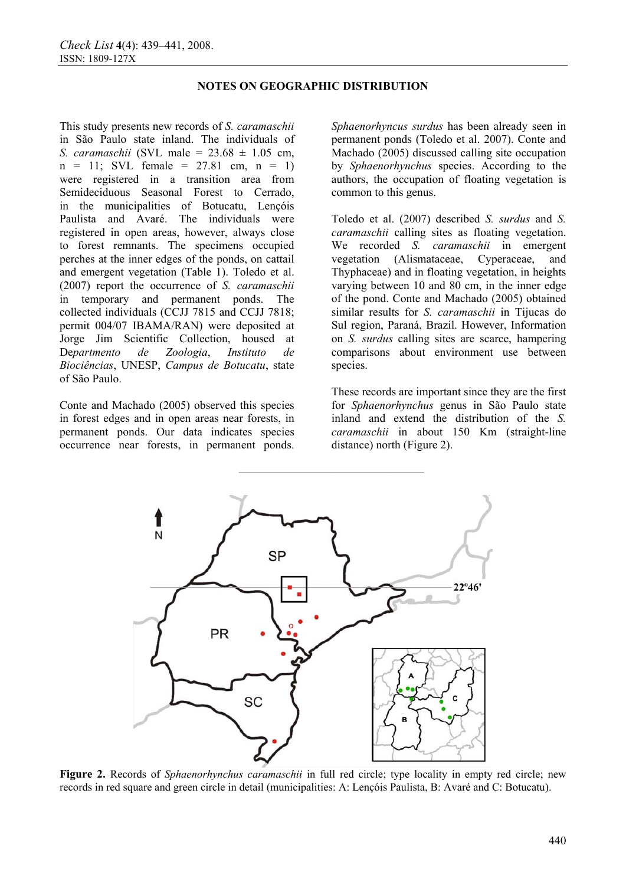## NOTES ON GEOGRAPHIC DISTRIBUTION

This study presents new records of *S. caramaschii* in São Paulo state inland. The individuals of *S. caramaschii* (SVL male = 23.68 ± 1.05 cm, n = 11; SVL female = 27.81 cm, n = 1) were registered in a transition area from Semideciduous Seasonal Forest to Cerrado, in the municipalities of Botucatu, Lençóis Paulista and Avaré. The individuals were registered in open areas, however, always close to forest remnants. The specimens occupied perches at the inner edges of the ponds, on cattail and emergent vegetation (Table 1). Toledo et al. (2007) report the occurrence of *S. caramaschii* in temporary and permanent ponds. The collected individuals (CCJJ 7815 and CCJJ 7818; permit 004/07 IBAMA/RAN) were deposited at Jorge Jim Scientific Collection, housed at De*partmento de Zoologia*, *Instituto de Biociências*, UNESP, *Campus de Botucatu*, state of São Paulo.

Conte and Machado (2005) observed this species in forest edges and in open areas near forests, in permanent ponds. Our data indicates species occurrence near forests, in permanent ponds. *Sphaenorhyncus surdus* has been already seen in permanent ponds (Toledo et al. 2007). Conte and Machado (2005) discussed calling site occupation by *Sphaenorhynchus* species. According to the authors, the occupation of floating vegetation is common to this genus.

Toledo et al. (2007) described *S. surdus* and *S. caramaschii* calling sites as floating vegetation. We recorded *S. caramaschii* in emergent vegetation (Alismataceae, Cyperaceae, and Thyphaceae) and in floating vegetation, in heights varying between 10 and 80 cm, in the inner edge of the pond. Conte and Machado (2005) obtained similar results for *S. caramaschii* in Tijucas do Sul region, Paraná, Brazil. However, Information on *S. surdus* calling sites are scarce, hampering comparisons about environment use between species.

These records are important since they are the first for *Sphaenorhynchus* genus in São Paulo state inland and extend the distribution of the *S. caramaschii* in about 150 Km (straight-line distance) north (Figure 2).

**Figure 2.** Records of *Sphaenorhynchus caramaschii* in full red circle; type locality in empty red circle; new records in red square and green circle in detail (municipalities: A: Lençóis Paulista, B: Avaré and C: Botucatu).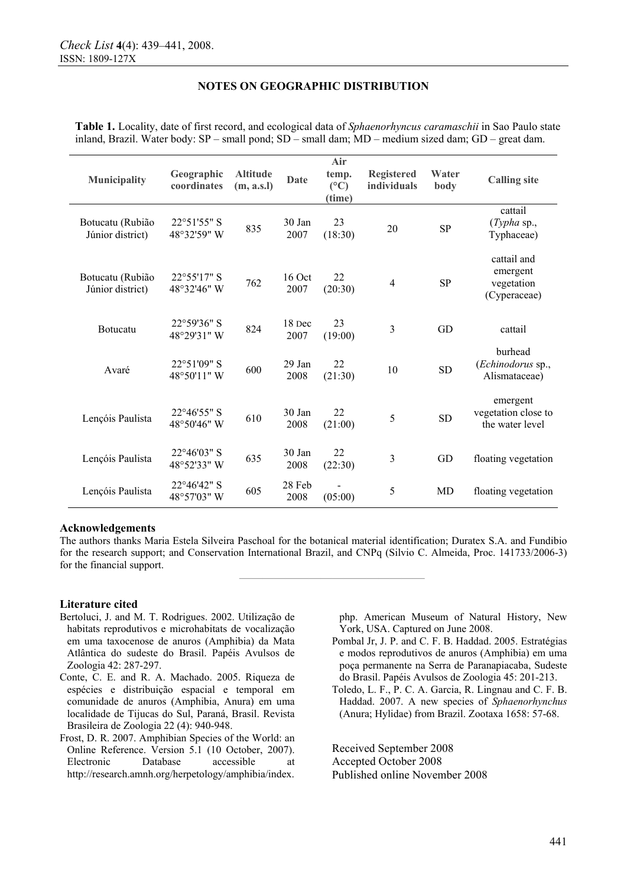## NOTES ON GEOGRAPHIC DISTRIBUTION

**Table 1.** Locality, date of first record, and ecological data of *Sphaenorhyncus caramaschii* in Sao Paulo state inland, Brazil. Water body: SP – small pond; SD – small dam; MD – medium sized dam; GD – great dam.

| Municipality | Geographic coordinates | Altitude (m, a.s.l) | Date | Air temp. (°C) (time) | Registered individuals | Water body | Calling site |
|---|---|---|---|---|---|---|---|
| Botucatu (Rubião Júnior district) | 22°51'55" S 48°32'59" W | 835 | 30 Jan 2007 | 23 (18:30) | 20 | SP | cattail (*Typha* sp., Typhaceae) |
| Botucatu (Rubião Júnior district) | 22°55'17" S 48°32'46" W | 762 | 16 Oct 2007 | 22 (20:30) | 4 | SP | cattail and emergent vegetation (Cyperaceae) |
| Botucatu | 22°59'36" S 48°29'31" W | 824 | 18 Dec 2007 | 23 (19:00) | 3 | GD | cattail |
| Avaré | 22°51'09" S 48°50'11" W | 600 | 29 Jan 2008 | 22 (21:30) | 10 | SD | burhead (*Echinodorus* sp., Alismataceae) |
| Lençóis Paulista | 22°46'55" S 48°50'46" W | 610 | 30 Jan 2008 | 22 (21:00) | 5 | SD | emergent vegetation close to the water level |
| Lençóis Paulista | 22°46'03" S 48°52'33" W | 635 | 30 Jan 2008 | 22 (22:30) | 3 | GD | floating vegetation |
| Lençóis Paulista | 22°46'42" S 48°57'03" W | 605 | 28 Feb 2008 | - (05:00) | 5 | MD | floating vegetation |

### Acknowledgements

The authors thanks Maria Estela Silveira Paschoal for the botanical material identification; Duratex S.A. and Fundibio for the research support; and Conservation International Brazil, and CNPq (Silvio C. Almeida, Proc. 141733/2006-3) for the financial support.

### Literature cited

Bertoluci, J. and M. T. Rodrigues. 2002. Utilização de habitats reprodutivos e microhabitats de vocalização em uma taxocenose de anuros (Amphibia) da Mata Atlântica do sudeste do Brasil. Papéis Avulsos de Zoologia 42: 287-297.

Conte, C. E. and R. A. Machado. 2005. Riqueza de espécies e distribuição espacial e temporal em comunidade de anuros (Amphibia, Anura) em uma localidade de Tijucas do Sul, Paraná, Brasil. Revista Brasileira de Zoologia 22 (4): 940-948.

Frost, D. R. 2007. Amphibian Species of the World: an Online Reference. Version 5.1 (10 October, 2007). Electronic Database accessible at http://research.amnh.org/herpetology/amphibia/index.php. American Museum of Natural History, New York, USA. Captured on June 2008.

Pombal Jr, J. P. and C. F. B. Haddad. 2005. Estratégias e modos reprodutivos de anuros (Amphibia) em uma poça permanente na Serra de Paranapiacaba, Sudeste do Brasil. Papéis Avulsos de Zoologia 45: 201-213.

Toledo, L. F., P. C. A. Garcia, R. Lingnau and C. F. B. Haddad. 2007. A new species of *Sphaenorhynchus* (Anura; Hylidae) from Brazil. Zootaxa 1658: 57-68.

Received September 2008
Accepted October 2008
Published online November 2008